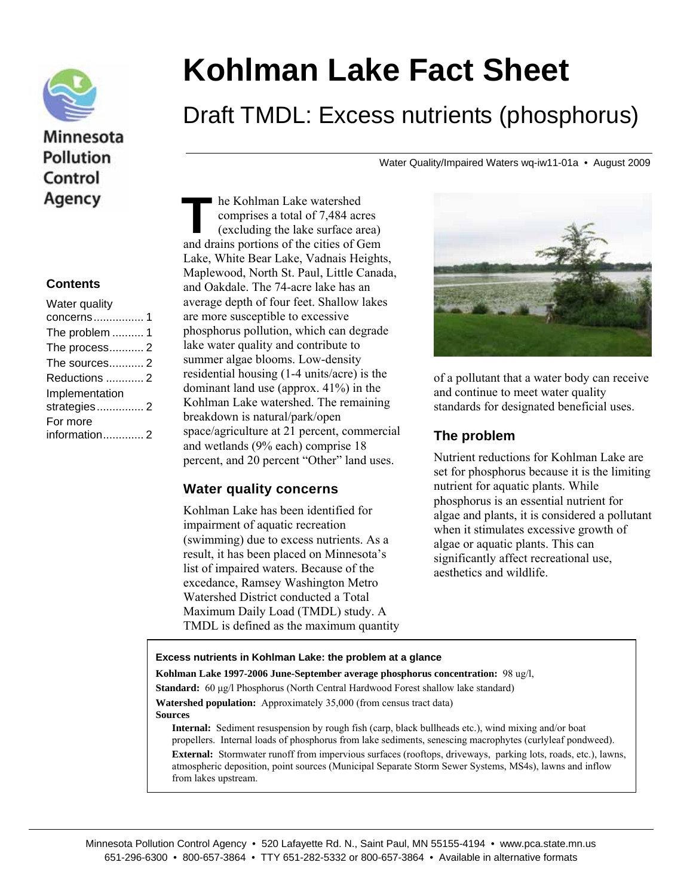Minnesota Pollution Control Agency

# Kohlman Lake Fact Sheet

## Draft TMDL: Excess nutrients (phosphorus)

Water Quality/Impaired Waters wq-iw11-01a • August 2009

**Contents**

- Water quality concerns ................ 1
- The problem .......... 1
- The process........... 2
- The sources........... 2
- Reductions ............ 2
- Implementation strategies............... 2
- For more information............. 2

The Kohlman Lake watershed comprises a total of 7,484 acres (excluding the lake surface area) and drains portions of the cities of Gem Lake, White Bear Lake, Vadnais Heights, Maplewood, North St. Paul, Little Canada, and Oakdale. The 74-acre lake has an average depth of four feet. Shallow lakes are more susceptible to excessive phosphorus pollution, which can degrade lake water quality and contribute to summer algae blooms. Low-density residential housing (1-4 units/acre) is the dominant land use (approx. 41%) in the Kohlman Lake watershed. The remaining breakdown is natural/park/open space/agriculture at 21 percent, commercial and wetlands (9% each) comprise 18 percent, and 20 percent "Other" land uses.

### Water quality concerns

Kohlman Lake has been identified for impairment of aquatic recreation (swimming) due to excess nutrients. As a result, it has been placed on Minnesota's list of impaired waters. Because of the excedance, Ramsey Washington Metro Watershed District conducted a Total Maximum Daily Load (TMDL) study. A TMDL is defined as the maximum quantity of a pollutant that a water body can receive and continue to meet water quality standards for designated beneficial uses.

### The problem

Nutrient reductions for Kohlman Lake are set for phosphorus because it is the limiting nutrient for aquatic plants. While phosphorus is an essential nutrient for algae and plants, it is considered a pollutant when it stimulates excessive growth of algae or aquatic plants. This can significantly affect recreational use, aesthetics and wildlife.

**Excess nutrients in Kohlman Lake: the problem at a glance**

**Kohlman Lake 1997-2006 June-September average phosphorus concentration:** 98 ug/l,

**Standard:** 60 µg/l Phosphorus (North Central Hardwood Forest shallow lake standard)

**Watershed population:** Approximately 35,000 (from census tract data)

**Sources**

- **Internal:** Sediment resuspension by rough fish (carp, black bullheads etc.), wind mixing and/or boat propellers. Internal loads of phosphorus from lake sediments, senescing macrophytes (curlyleaf pondweed).
- **External:** Stormwater runoff from impervious surfaces (rooftops, driveways, parking lots, roads, etc.), lawns, atmospheric deposition, point sources (Municipal Separate Storm Sewer Systems, MS4s), lawns and inflow from lakes upstream.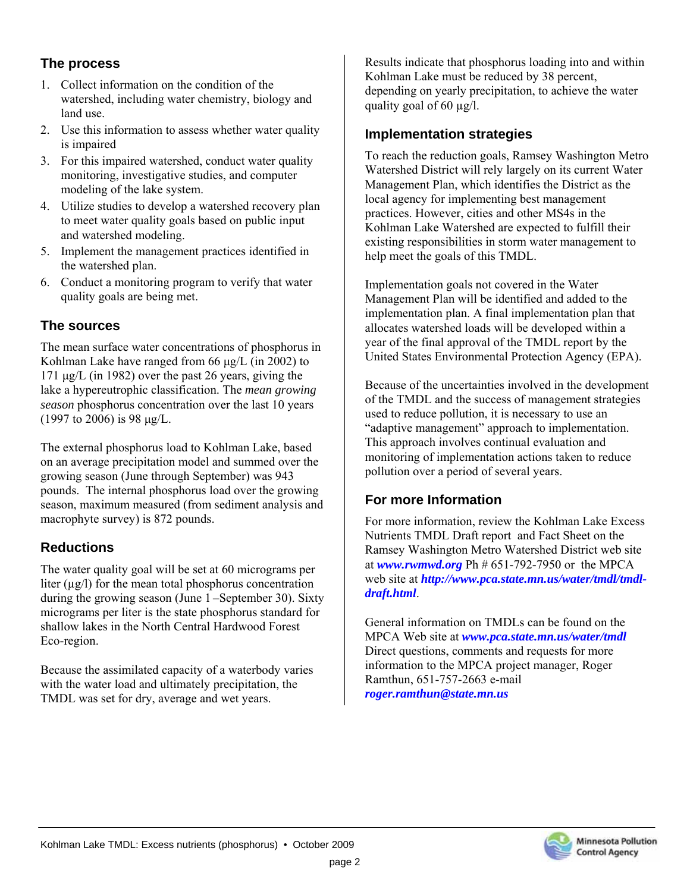## The process

1. Collect information on the condition of the watershed, including water chemistry, biology and land use.
2. Use this information to assess whether water quality is impaired
3. For this impaired watershed, conduct water quality monitoring, investigative studies, and computer modeling of the lake system.
4. Utilize studies to develop a watershed recovery plan to meet water quality goals based on public input and watershed modeling.
5. Implement the management practices identified in the watershed plan.
6. Conduct a monitoring program to verify that water quality goals are being met.

## The sources

The mean surface water concentrations of phosphorus in Kohlman Lake have ranged from 66 µg/L (in 2002) to 171 µg/L (in 1982) over the past 26 years, giving the lake a hypereutrophic classification. The *mean growing season* phosphorus concentration over the last 10 years (1997 to 2006) is 98 µg/L.

The external phosphorus load to Kohlman Lake, based on an average precipitation model and summed over the growing season (June through September) was 943 pounds. The internal phosphorus load over the growing season, maximum measured (from sediment analysis and macrophyte survey) is 872 pounds.

## Reductions

The water quality goal will be set at 60 micrograms per liter (µg/l) for the mean total phosphorus concentration during the growing season (June 1 –September 30). Sixty micrograms per liter is the state phosphorus standard for shallow lakes in the North Central Hardwood Forest Eco-region.

Because the assimilated capacity of a waterbody varies with the water load and ultimately precipitation, the TMDL was set for dry, average and wet years.

Results indicate that phosphorus loading into and within Kohlman Lake must be reduced by 38 percent, depending on yearly precipitation, to achieve the water quality goal of 60 µg/l.

## Implementation strategies

To reach the reduction goals, Ramsey Washington Metro Watershed District will rely largely on its current Water Management Plan, which identifies the District as the local agency for implementing best management practices. However, cities and other MS4s in the Kohlman Lake Watershed are expected to fulfill their existing responsibilities in storm water management to help meet the goals of this TMDL.

Implementation goals not covered in the Water Management Plan will be identified and added to the implementation plan. A final implementation plan that allocates watershed loads will be developed within a year of the final approval of the TMDL report by the United States Environmental Protection Agency (EPA).

Because of the uncertainties involved in the development of the TMDL and the success of management strategies used to reduce pollution, it is necessary to use an "adaptive management" approach to implementation. This approach involves continual evaluation and monitoring of implementation actions taken to reduce pollution over a period of several years.

## For more Information

For more information, review the Kohlman Lake Excess Nutrients TMDL Draft report and Fact Sheet on the Ramsey Washington Metro Watershed District web site at ***www.rwmwd.org*** Ph # 651-792-7950 or the MPCA web site at ***http://www.pca.state.mn.us/water/tmdl/tmdl-draft.html***.

General information on TMDLs can be found on the MPCA Web site at ***www.pca.state.mn.us/water/tmdl*** Direct questions, comments and requests for more information to the MPCA project manager, Roger Ramthun, 651-757-2663 e-mail ***roger.ramthun@state.mn.us***